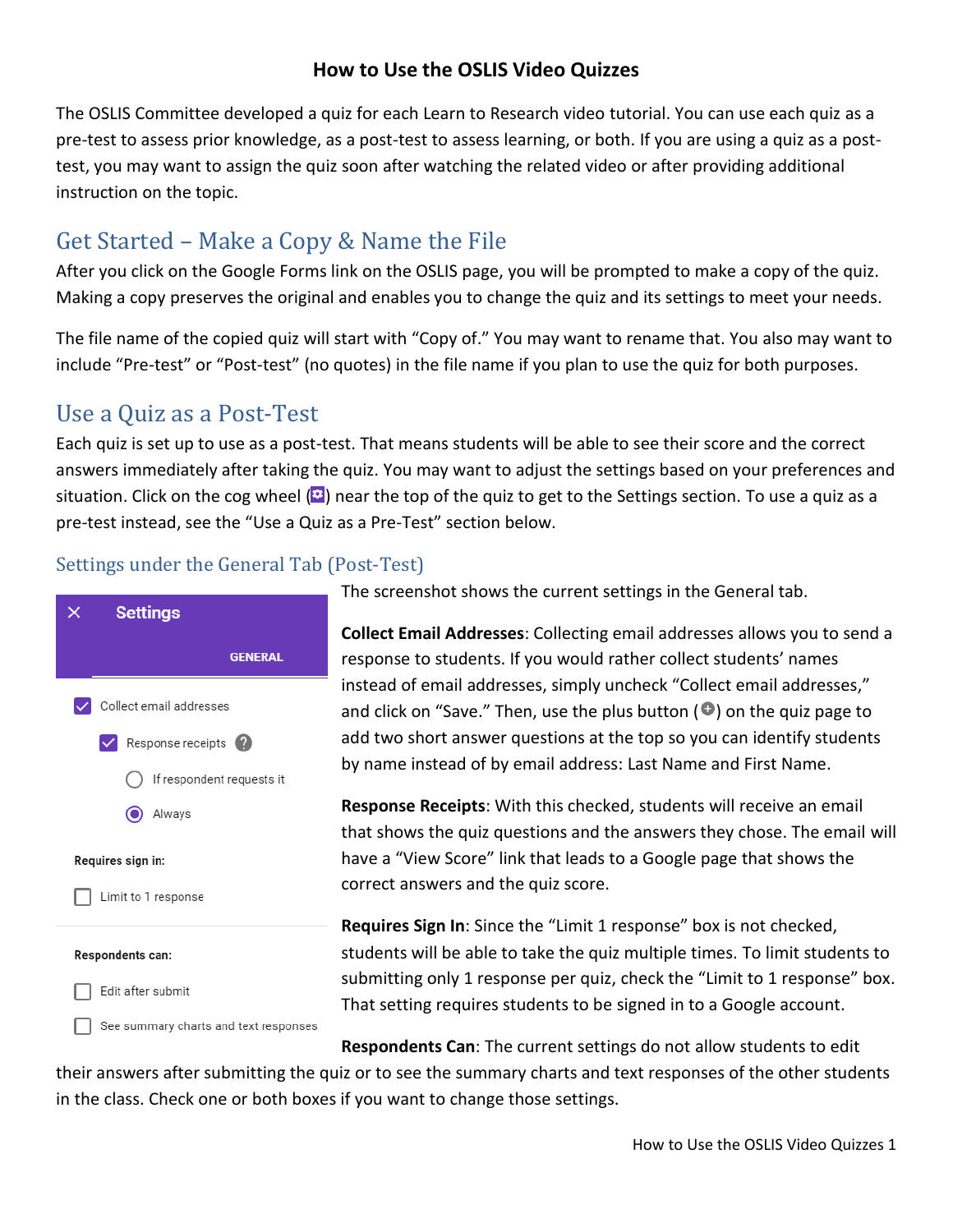# How to Use the OSLIS Video Quizzes

The OSLIS Committee developed a quiz for each Learn to Research video tutorial. You can use each quiz as a pre-test to assess prior knowledge, as a post-test to assess learning, or both. If you are using a quiz as a post-test, you may want to assign the quiz soon after watching the related video or after providing additional instruction on the topic.

## Get Started – Make a Copy & Name the File

After you click on the Google Forms link on the OSLIS page, you will be prompted to make a copy of the quiz. Making a copy preserves the original and enables you to change the quiz and its settings to meet your needs.

The file name of the copied quiz will start with "Copy of." You may want to rename that. You also may want to include "Pre-test" or "Post-test" (no quotes) in the file name if you plan to use the quiz for both purposes.

## Use a Quiz as a Post-Test

Each quiz is set up to use as a post-test. That means students will be able to see their score and the correct answers immediately after taking the quiz. You may want to adjust the settings based on your preferences and situation. Click on the cog wheel ( ) near the top of the quiz to get to the Settings section. To use a quiz as a pre-test instead, see the "Use a Quiz as a Pre-Test" section below.

### Settings under the General Tab (Post-Test)

Settings — GENERAL

- [x] Collect email addresses
  - [x] Response receipts
    - ( ) If respondent requests it
    - (•) Always

Requires sign in:

- [ ] Limit to 1 response

Respondents can:

- [ ] Edit after submit
- [ ] See summary charts and text responses

The screenshot shows the current settings in the General tab.

**Collect Email Addresses**: Collecting email addresses allows you to send a response to students. If you would rather collect students' names instead of email addresses, simply uncheck "Collect email addresses," and click on "Save." Then, use the plus button ( ) on the quiz page to add two short answer questions at the top so you can identify students by name instead of by email address: Last Name and First Name.

**Response Receipts**: With this checked, students will receive an email that shows the quiz questions and the answers they chose. The email will have a "View Score" link that leads to a Google page that shows the correct answers and the quiz score.

**Requires Sign In**: Since the "Limit 1 response" box is not checked, students will be able to take the quiz multiple times. To limit students to submitting only 1 response per quiz, check the "Limit to 1 response" box. That setting requires students to be signed in to a Google account.

**Respondents Can**: The current settings do not allow students to edit their answers after submitting the quiz or to see the summary charts and text responses of the other students in the class. Check one or both boxes if you want to change those settings.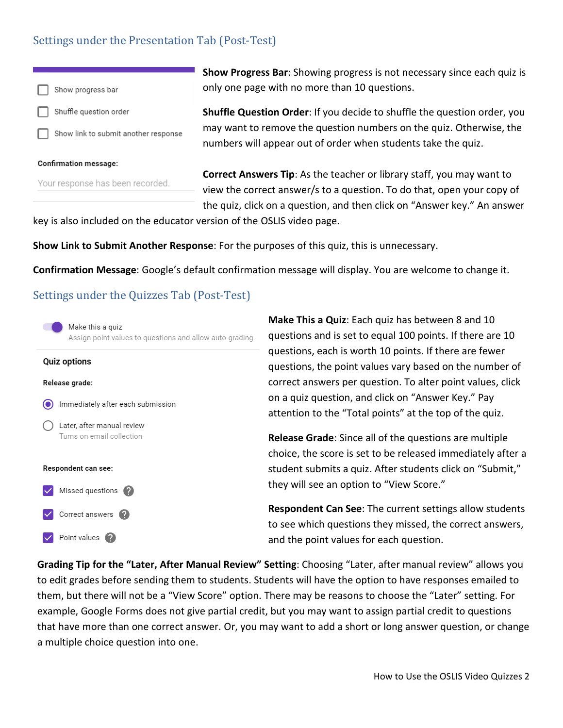## Settings under the Presentation Tab (Post-Test)

Show progress bar

Shuffle question order

Show link to submit another response

Confirmation message:

Your response has been recorded.

**Show Progress Bar**: Showing progress is not necessary since each quiz is only one page with no more than 10 questions.

**Shuffle Question Order**: If you decide to shuffle the question order, you may want to remove the question numbers on the quiz. Otherwise, the numbers will appear out of order when students take the quiz.

**Correct Answers Tip**: As the teacher or library staff, you may want to view the correct answer/s to a question. To do that, open your copy of the quiz, click on a question, and then click on "Answer key." An answer key is also included on the educator version of the OSLIS video page.

**Show Link to Submit Another Response**: For the purposes of this quiz, this is unnecessary.

**Confirmation Message**: Google's default confirmation message will display. You are welcome to change it.

## Settings under the Quizzes Tab (Post-Test)

Make this a quiz
Assign point values to questions and allow auto-grading.

Quiz options

Release grade:

Immediately after each submission

Later, after manual review
Turns on email collection

Respondent can see:

Missed questions

Correct answers

Point values

**Make This a Quiz**: Each quiz has between 8 and 10 questions and is set to equal 100 points. If there are 10 questions, each is worth 10 points. If there are fewer questions, the point values vary based on the number of correct answers per question. To alter point values, click on a quiz question, and click on "Answer Key." Pay attention to the "Total points" at the top of the quiz.

**Release Grade**: Since all of the questions are multiple choice, the score is set to be released immediately after a student submits a quiz. After students click on "Submit," they will see an option to "View Score."

**Respondent Can See**: The current settings allow students to see which questions they missed, the correct answers, and the point values for each question.

**Grading Tip for the "Later, After Manual Review" Setting**: Choosing "Later, after manual review" allows you to edit grades before sending them to students. Students will have the option to have responses emailed to them, but there will not be a "View Score" option. There may be reasons to choose the "Later" setting. For example, Google Forms does not give partial credit, but you may want to assign partial credit to questions that have more than one correct answer. Or, you may want to add a short or long answer question, or change a multiple choice question into one.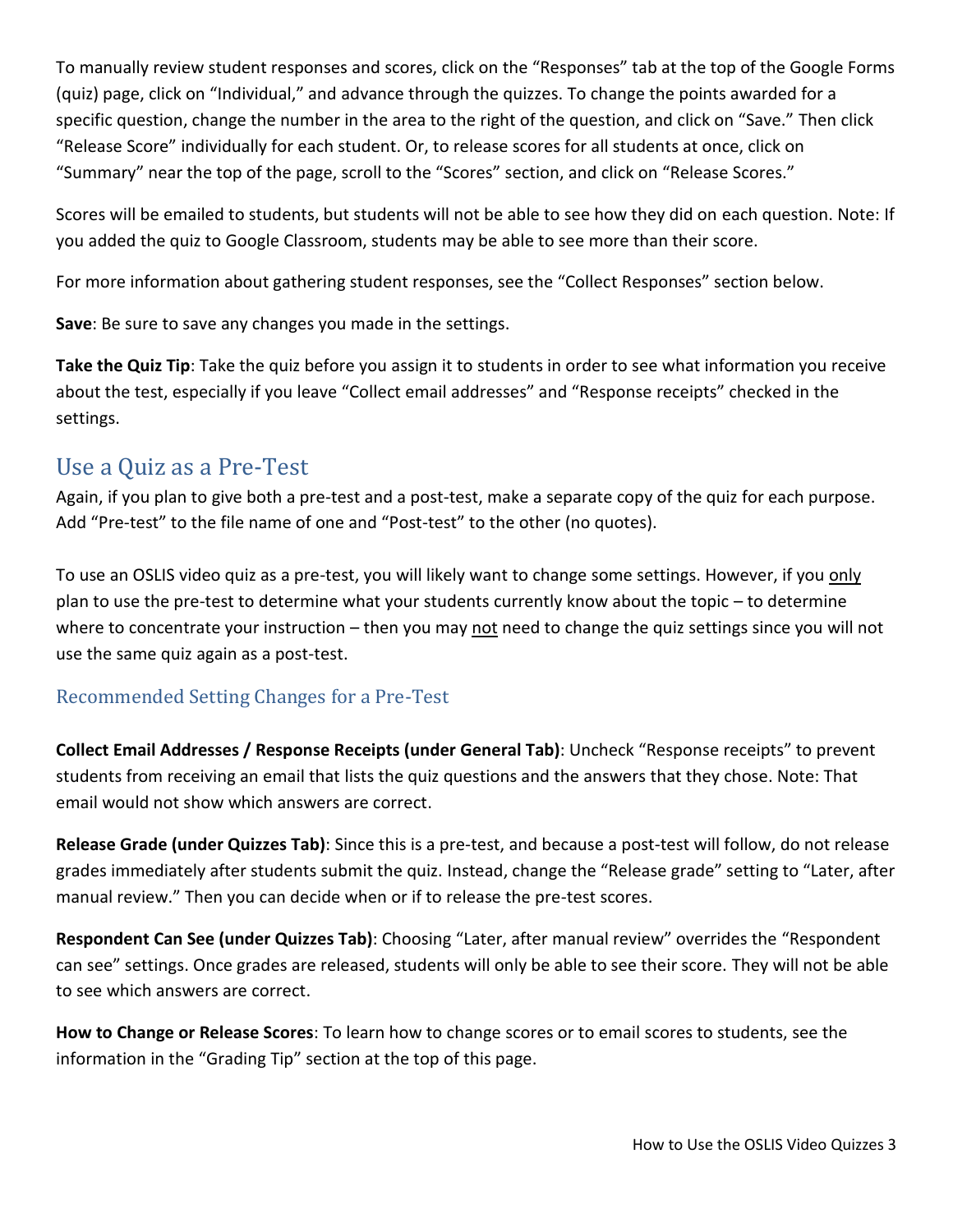To manually review student responses and scores, click on the “Responses” tab at the top of the Google Forms (quiz) page, click on “Individual,” and advance through the quizzes. To change the points awarded for a specific question, change the number in the area to the right of the question, and click on “Save.” Then click “Release Score” individually for each student. Or, to release scores for all students at once, click on “Summary” near the top of the page, scroll to the “Scores” section, and click on “Release Scores.”

Scores will be emailed to students, but students will not be able to see how they did on each question. Note: If you added the quiz to Google Classroom, students may be able to see more than their score.

For more information about gathering student responses, see the “Collect Responses” section below.

**Save**: Be sure to save any changes you made in the settings.

**Take the Quiz Tip**: Take the quiz before you assign it to students in order to see what information you receive about the test, especially if you leave “Collect email addresses” and “Response receipts” checked in the settings.

## Use a Quiz as a Pre-Test

Again, if you plan to give both a pre-test and a post-test, make a separate copy of the quiz for each purpose. Add “Pre-test” to the file name of one and “Post-test” to the other (no quotes).

To use an OSLIS video quiz as a pre-test, you will likely want to change some settings. However, if you only plan to use the pre-test to determine what your students currently know about the topic – to determine where to concentrate your instruction – then you may not need to change the quiz settings since you will not use the same quiz again as a post-test.

### Recommended Setting Changes for a Pre-Test

**Collect Email Addresses / Response Receipts (under General Tab)**: Uncheck “Response receipts” to prevent students from receiving an email that lists the quiz questions and the answers that they chose. Note: That email would not show which answers are correct.

**Release Grade (under Quizzes Tab)**: Since this is a pre-test, and because a post-test will follow, do not release grades immediately after students submit the quiz. Instead, change the “Release grade” setting to “Later, after manual review.” Then you can decide when or if to release the pre-test scores.

**Respondent Can See (under Quizzes Tab)**: Choosing “Later, after manual review” overrides the “Respondent can see” settings. Once grades are released, students will only be able to see their score. They will not be able to see which answers are correct.

**How to Change or Release Scores**: To learn how to change scores or to email scores to students, see the information in the “Grading Tip” section at the top of this page.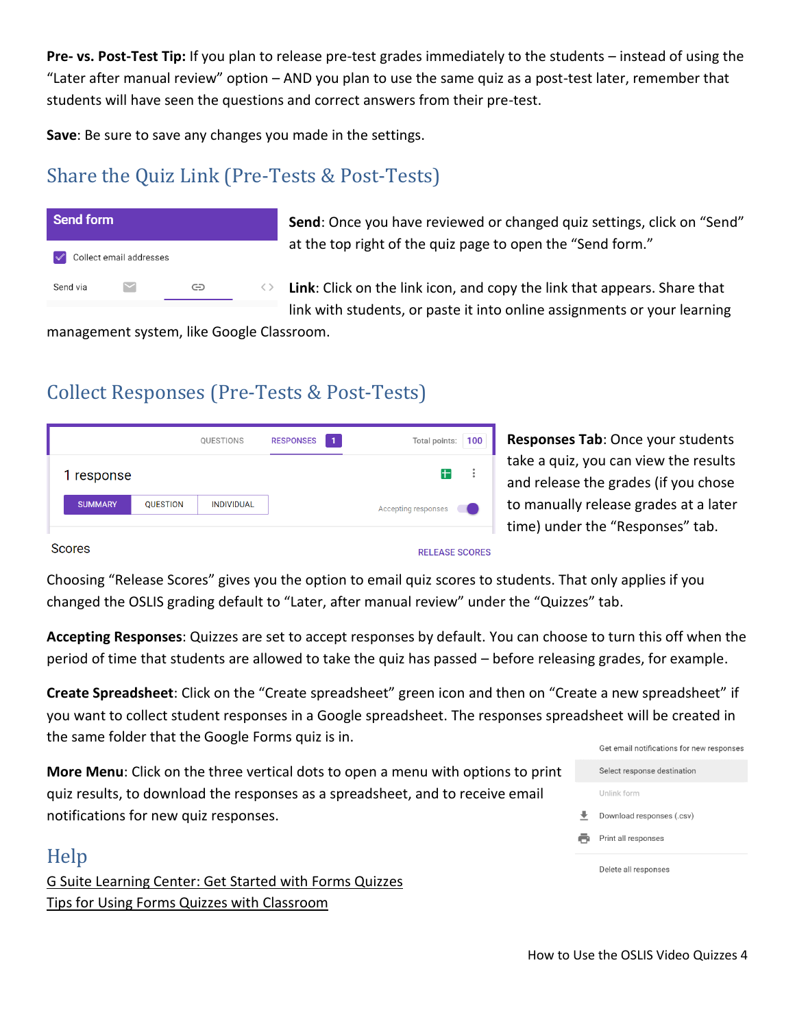**Pre- vs. Post-Test Tip:** If you plan to release pre-test grades immediately to the students – instead of using the "Later after manual review" option – AND you plan to use the same quiz as a post-test later, remember that students will have seen the questions and correct answers from their pre-test.

**Save**: Be sure to save any changes you made in the settings.

## Share the Quiz Link (Pre-Tests & Post-Tests)

Send form

Collect email addresses

Send via

**Send**: Once you have reviewed or changed quiz settings, click on "Send" at the top right of the quiz page to open the "Send form."

**Link**: Click on the link icon, and copy the link that appears. Share that link with students, or paste it into online assignments or your learning management system, like Google Classroom.

## Collect Responses (Pre-Tests & Post-Tests)

QUESTIONS RESPONSES 1 Total points: 100

1 response

SUMMARY QUESTION INDIVIDUAL

Accepting responses

Scores RELEASE SCORES

**Responses Tab**: Once your students take a quiz, you can view the results and release the grades (if you chose to manually release grades at a later time) under the "Responses" tab.

Choosing "Release Scores" gives you the option to email quiz scores to students. That only applies if you changed the OSLIS grading default to "Later, after manual review" under the "Quizzes" tab.

**Accepting Responses**: Quizzes are set to accept responses by default. You can choose to turn this off when the period of time that students are allowed to take the quiz has passed – before releasing grades, for example.

**Create Spreadsheet**: Click on the "Create spreadsheet" green icon and then on "Create a new spreadsheet" if you want to collect student responses in a Google spreadsheet. The responses spreadsheet will be created in the same folder that the Google Forms quiz is in.

**More Menu**: Click on the three vertical dots to open a menu with options to print quiz results, to download the responses as a spreadsheet, and to receive email notifications for new quiz responses.

Get email notifications for new responses
Select response destination
Unlink form
Download responses (.csv)
Print all responses
Delete all responses

## Help

G Suite Learning Center: Get Started with Forms Quizzes

Tips for Using Forms Quizzes with Classroom